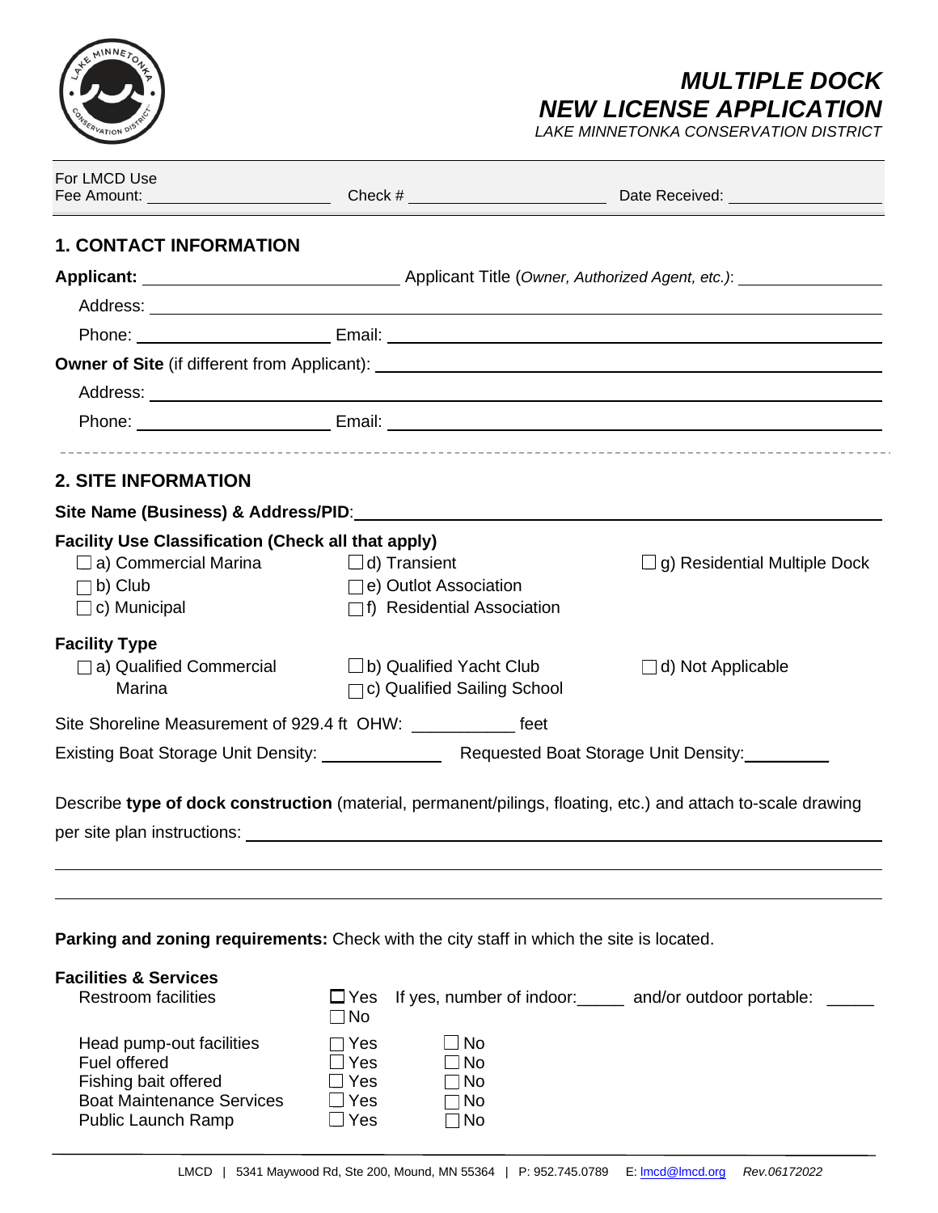# *MULTIPLE DOCK NEW LICENSE APPLICATION*

*LAKE MINNETONKA CONSERVATION DISTRICT*

For LMCD Use
Fee Amount: ____________ Check # ____________ Date Received: ____________

## 1. CONTACT INFORMATION

**Applicant:** ____________ Applicant Title (*Owner, Authorized Agent, etc.*): ____________

Address: ____________

Phone: ____________ Email: ____________

**Owner of Site** (if different from Applicant): ____________

Address: ____________

Phone: ____________ Email: ____________

## 2. SITE INFORMATION

**Site Name (Business) & Address/PID**: ____________

**Facility Use Classification (Check all that apply)**

- ☐ a) Commercial Marina
- ☐ b) Club
- ☐ c) Municipal
- ☐ d) Transient
- ☐ e) Outlot Association
- ☐ f) Residential Association
- ☐ g) Residential Multiple Dock

**Facility Type**

- ☐ a) Qualified Commercial Marina
- ☐ b) Qualified Yacht Club
- ☐ c) Qualified Sailing School
- ☐ d) Not Applicable

Site Shoreline Measurement of 929.4 ft OHW: __________ feet

Existing Boat Storage Unit Density: ____________ Requested Boat Storage Unit Density: ____________

Describe **type of dock construction** (material, permanent/pilings, floating, etc.) and attach to-scale drawing per site plan instructions: ____________

____________

____________

**Parking and zoning requirements:** Check with the city staff in which the site is located.

**Facilities & Services**

Restroom facilities ☐ Yes ☐ No If yes, number of indoor:_____ and/or outdoor portable: _____

| | | |
|---|---|---|
| Head pump-out facilities | ☐ Yes | ☐ No |
| Fuel offered | ☐ Yes | ☐ No |
| Fishing bait offered | ☐ Yes | ☐ No |
| Boat Maintenance Services | ☐ Yes | ☐ No |
| Public Launch Ramp | ☐ Yes | ☐ No |

LMCD | 5341 Maywood Rd, Ste 200, Mound, MN 55364 | P: 952.745.0789 E: lmcd@lmcd.org *Rev.06172022*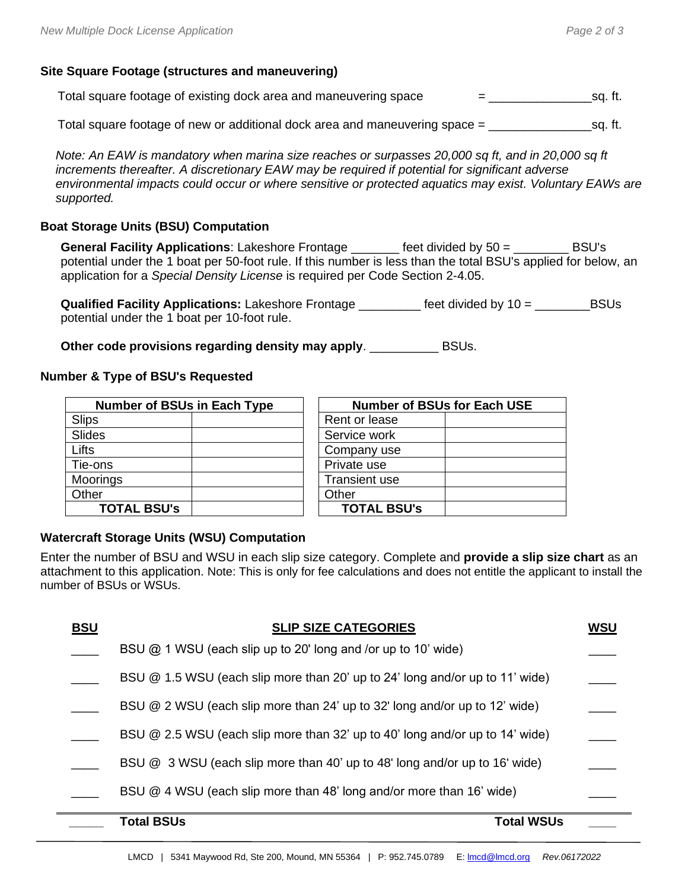### Site Square Footage (structures and maneuvering)

Total square footage of existing dock area and maneuvering space = _______________sq. ft.

Total square footage of new or additional dock area and maneuvering space = _______________sq. ft.

*Note: An EAW is mandatory when marina size reaches or surpasses 20,000 sq ft, and in 20,000 sq ft increments thereafter. A discretionary EAW may be required if potential for significant adverse environmental impacts could occur or where sensitive or protected aquatics may exist. Voluntary EAWs are supported.*

### Boat Storage Units (BSU) Computation

**General Facility Applications**: Lakeshore Frontage _______ feet divided by 50 = ________ BSU's potential under the 1 boat per 50-foot rule. If this number is less than the total BSU's applied for below, an application for a *Special Density License* is required per Code Section 2-4.05.

**Qualified Facility Applications:** Lakeshore Frontage _________ feet divided by 10 = ________BSUs potential under the 1 boat per 10-foot rule.

**Other code provisions regarding density may apply**. __________ BSUs.

### Number & Type of BSU's Requested

| Number of BSUs in Each Type | |
|---|---|
| Slips | |
| Slides | |
| Lifts | |
| Tie-ons | |
| Moorings | |
| Other | |
| **TOTAL BSU's** | |

| Number of BSUs for Each USE | |
|---|---|
| Rent or lease | |
| Service work | |
| Company use | |
| Private use | |
| Transient use | |
| Other | |
| **TOTAL BSU's** | |

### Watercraft Storage Units (WSU) Computation

Enter the number of BSU and WSU in each slip size category. Complete and **provide a slip size chart** as an attachment to this application. Note: This is only for fee calculations and does not entitle the applicant to install the number of BSUs or WSUs.

| BSU | SLIP SIZE CATEGORIES | WSU |
|---|---|---|
| ____ | BSU @ 1 WSU (each slip up to 20' long and /or up to 10' wide) | ____ |
| ____ | BSU @ 1.5 WSU (each slip more than 20' up to 24' long and/or up to 11' wide) | ____ |
| ____ | BSU @ 2 WSU (each slip more than 24' up to 32' long and/or up to 12' wide) | ____ |
| ____ | BSU @ 2.5 WSU (each slip more than 32' up to 40' long and/or up to 14' wide) | ____ |
| ____ | BSU @ 3 WSU (each slip more than 40' up to 48' long and/or up to 16' wide) | ____ |
| ____ | BSU @ 4 WSU (each slip more than 48' long and/or more than 16' wide) | ____ |
| _____ | **Total BSUs** **Total WSUs** | ____ |

LMCD | 5341 Maywood Rd, Ste 200, Mound, MN 55364 | P: 952.745.0789 E: lmcd@lmcd.org *Rev.06172022*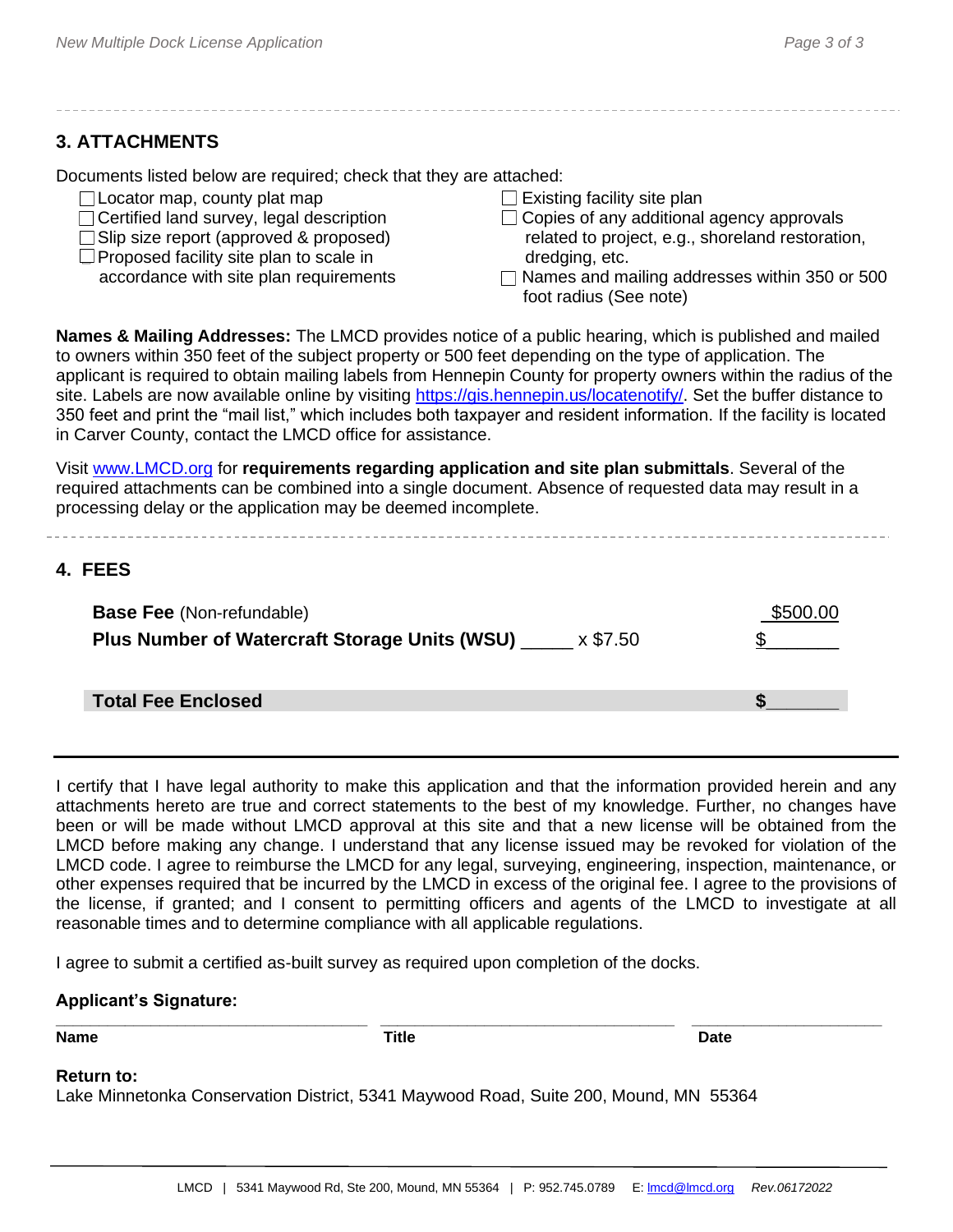## 3. ATTACHMENTS

Documents listed below are required; check that they are attached:

- ☐ Locator map, county plat map
- ☐ Certified land survey, legal description
- ☐ Slip size report (approved & proposed)
- ☐ Proposed facility site plan to scale in accordance with site plan requirements
- ☐ Existing facility site plan
- ☐ Copies of any additional agency approvals related to project, e.g., shoreland restoration, dredging, etc.
- ☐ Names and mailing addresses within 350 or 500 foot radius (See note)

**Names & Mailing Addresses:** The LMCD provides notice of a public hearing, which is published and mailed to owners within 350 feet of the subject property or 500 feet depending on the type of application. The applicant is required to obtain mailing labels from Hennepin County for property owners within the radius of the site. Labels are now available online by visiting https://gis.hennepin.us/locatenotify/. Set the buffer distance to 350 feet and print the "mail list," which includes both taxpayer and resident information. If the facility is located in Carver County, contact the LMCD office for assistance.

Visit www.LMCD.org for **requirements regarding application and site plan submittals**. Several of the required attachments can be combined into a single document. Absence of requested data may result in a processing delay or the application may be deemed incomplete.

## 4. FEES

| | |
|---|---|
| **Base Fee** (Non-refundable) | $500.00 |
| **Plus Number of Watercraft Storage Units (WSU)** _____ x $7.50 | $_______ |
| **Total Fee Enclosed** | **$_______** |

I certify that I have legal authority to make this application and that the information provided herein and any attachments hereto are true and correct statements to the best of my knowledge. Further, no changes have been or will be made without LMCD approval at this site and that a new license will be obtained from the LMCD before making any change. I understand that any license issued may be revoked for violation of the LMCD code. I agree to reimburse the LMCD for any legal, surveying, engineering, inspection, maintenance, or other expenses required that be incurred by the LMCD in excess of the original fee. I agree to the provisions of the license, if granted; and I consent to permitting officers and agents of the LMCD to investigate at all reasonable times and to determine compliance with all applicable regulations.

I agree to submit a certified as-built survey as required upon completion of the docks.

**Applicant's Signature:**

_______________________________ _______________________________ ____________________

**Name** **Title** **Date**

**Return to:**
Lake Minnetonka Conservation District, 5341 Maywood Road, Suite 200, Mound, MN 55364

LMCD | 5341 Maywood Rd, Ste 200, Mound, MN 55364 | P: 952.745.0789 E: lmcd@lmcd.org *Rev.06172022*